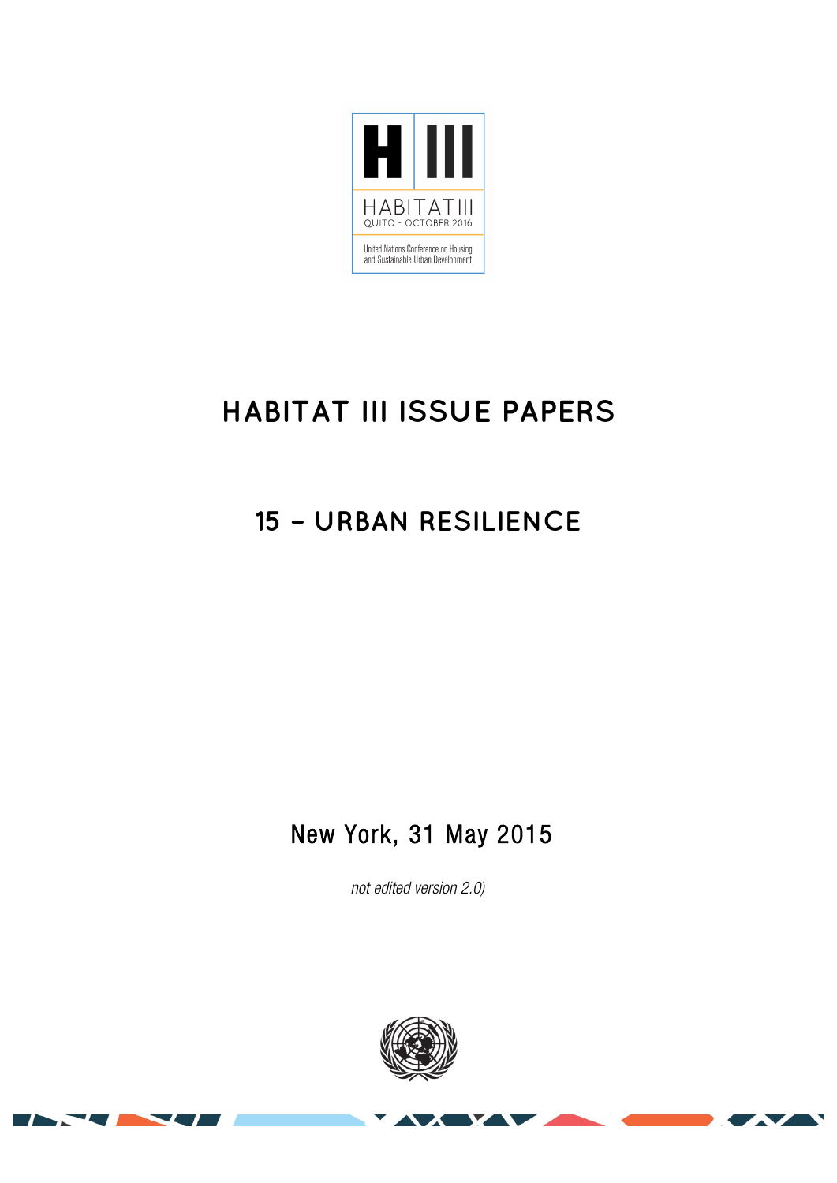H III

HABITAT III

QUITO - OCTOBER 2016

United Nations Conference on Housing and Sustainable Urban Development

# HABITAT III ISSUE PAPERS

## 15 – URBAN RESILIENCE

New York, 31 May 2015

*not edited version 2.0)*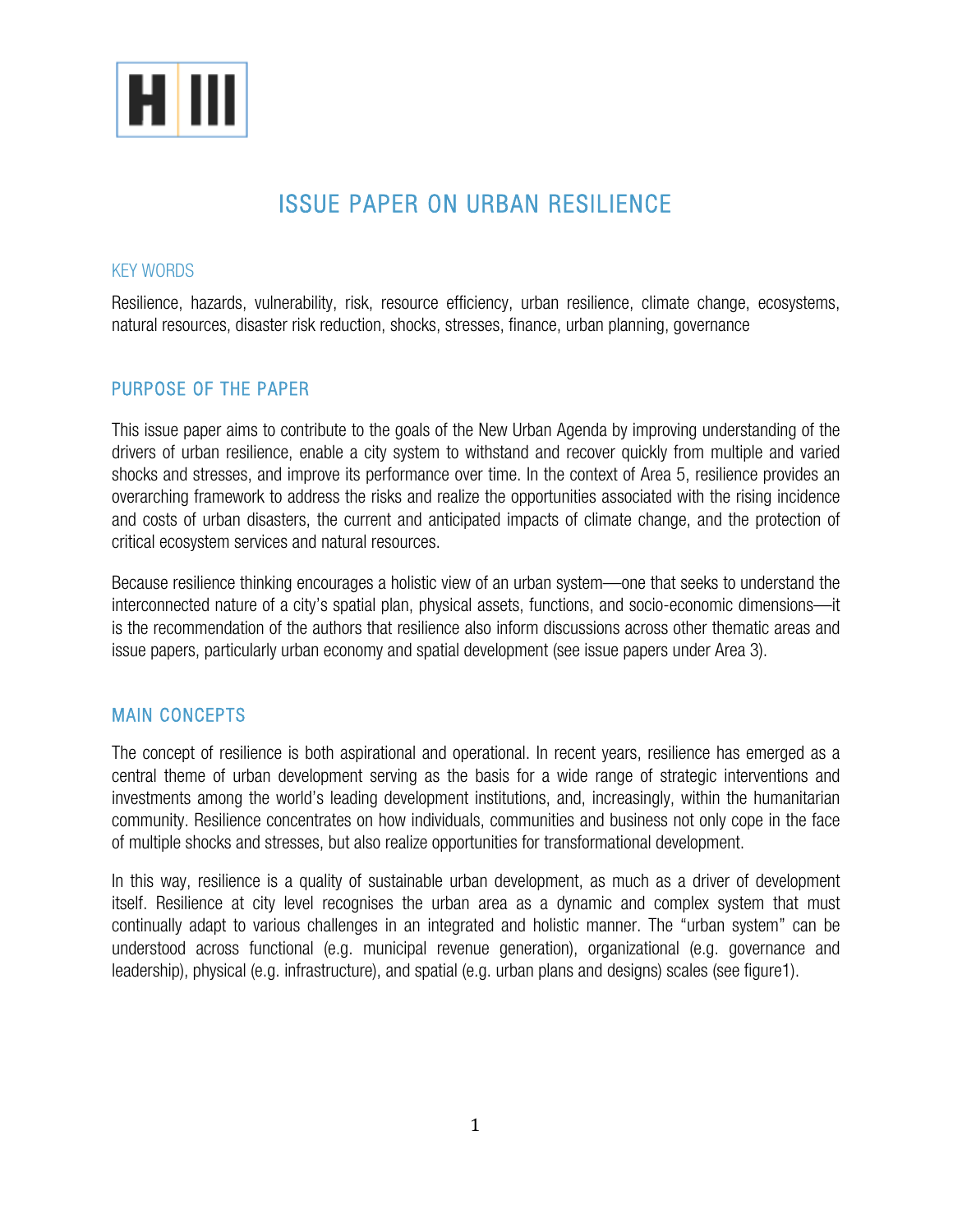# ISSUE PAPER ON URBAN RESILIENCE

## KEY WORDS

Resilience, hazards, vulnerability, risk, resource efficiency, urban resilience, climate change, ecosystems, natural resources, disaster risk reduction, shocks, stresses, finance, urban planning, governance

## PURPOSE OF THE PAPER

This issue paper aims to contribute to the goals of the New Urban Agenda by improving understanding of the drivers of urban resilience, enable a city system to withstand and recover quickly from multiple and varied shocks and stresses, and improve its performance over time. In the context of Area 5, resilience provides an overarching framework to address the risks and realize the opportunities associated with the rising incidence and costs of urban disasters, the current and anticipated impacts of climate change, and the protection of critical ecosystem services and natural resources.

Because resilience thinking encourages a holistic view of an urban system—one that seeks to understand the interconnected nature of a city's spatial plan, physical assets, functions, and socio-economic dimensions—it is the recommendation of the authors that resilience also inform discussions across other thematic areas and issue papers, particularly urban economy and spatial development (see issue papers under Area 3).

## MAIN CONCEPTS

The concept of resilience is both aspirational and operational. In recent years, resilience has emerged as a central theme of urban development serving as the basis for a wide range of strategic interventions and investments among the world's leading development institutions, and, increasingly, within the humanitarian community. Resilience concentrates on how individuals, communities and business not only cope in the face of multiple shocks and stresses, but also realize opportunities for transformational development.

In this way, resilience is a quality of sustainable urban development, as much as a driver of development itself. Resilience at city level recognises the urban area as a dynamic and complex system that must continually adapt to various challenges in an integrated and holistic manner. The "urban system" can be understood across functional (e.g. municipal revenue generation), organizational (e.g. governance and leadership), physical (e.g. infrastructure), and spatial (e.g. urban plans and designs) scales (see figure1).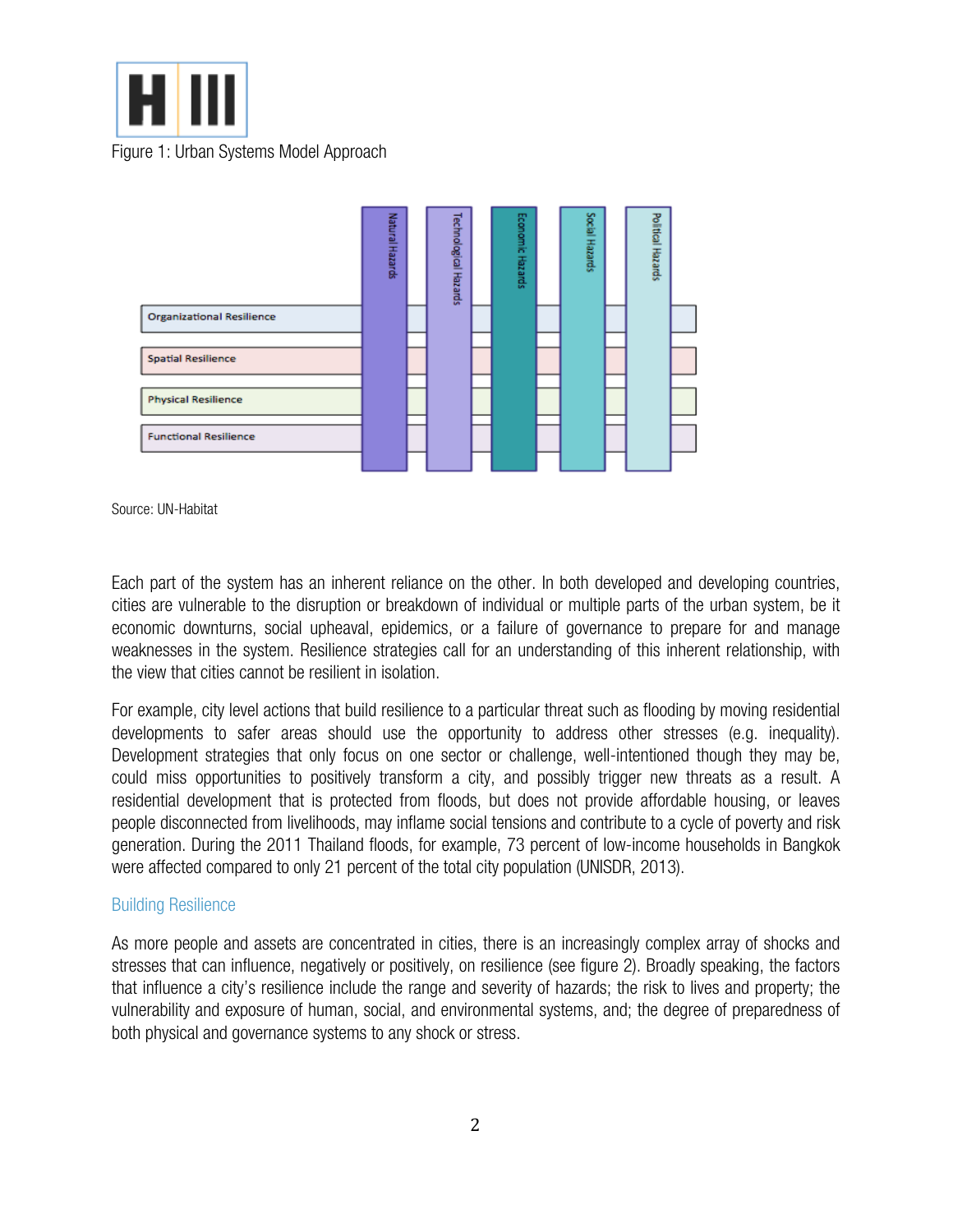Figure 1: Urban Systems Model Approach

Source: UN-Habitat

Each part of the system has an inherent reliance on the other. In both developed and developing countries, cities are vulnerable to the disruption or breakdown of individual or multiple parts of the urban system, be it economic downturns, social upheaval, epidemics, or a failure of governance to prepare for and manage weaknesses in the system. Resilience strategies call for an understanding of this inherent relationship, with the view that cities cannot be resilient in isolation.

For example, city level actions that build resilience to a particular threat such as flooding by moving residential developments to safer areas should use the opportunity to address other stresses (e.g. inequality). Development strategies that only focus on one sector or challenge, well-intentioned though they may be, could miss opportunities to positively transform a city, and possibly trigger new threats as a result. A residential development that is protected from floods, but does not provide affordable housing, or leaves people disconnected from livelihoods, may inflame social tensions and contribute to a cycle of poverty and risk generation. During the 2011 Thailand floods, for example, 73 percent of low-income households in Bangkok were affected compared to only 21 percent of the total city population (UNISDR, 2013).

## Building Resilience

As more people and assets are concentrated in cities, there is an increasingly complex array of shocks and stresses that can influence, negatively or positively, on resilience (see figure 2). Broadly speaking, the factors that influence a city's resilience include the range and severity of hazards; the risk to lives and property; the vulnerability and exposure of human, social, and environmental systems, and; the degree of preparedness of both physical and governance systems to any shock or stress.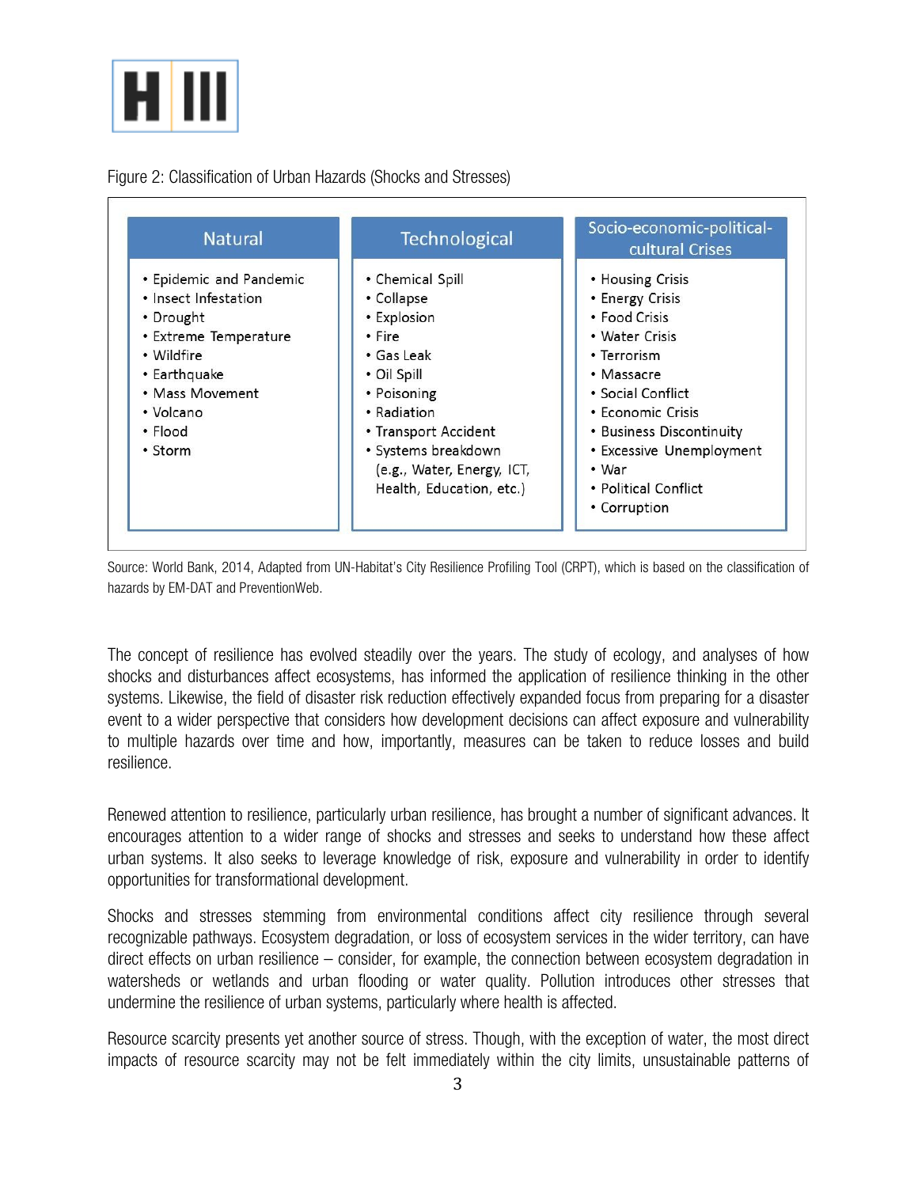Figure 2: Classification of Urban Hazards (Shocks and Stresses)

| Natural | Technological | Socio-economic-political-cultural Crises |
|---|---|---|
| • Epidemic and Pandemic<br>• Insect Infestation<br>• Drought<br>• Extreme Temperature<br>• Wildfire<br>• Earthquake<br>• Mass Movement<br>• Volcano<br>• Flood<br>• Storm | • Chemical Spill<br>• Collapse<br>• Explosion<br>• Fire<br>• Gas Leak<br>• Oil Spill<br>• Poisoning<br>• Radiation<br>• Transport Accident<br>• Systems breakdown (e.g., Water, Energy, ICT, Health, Education, etc.) | • Housing Crisis<br>• Energy Crisis<br>• Food Crisis<br>• Water Crisis<br>• Terrorism<br>• Massacre<br>• Social Conflict<br>• Economic Crisis<br>• Business Discontinuity<br>• Excessive Unemployment<br>• War<br>• Political Conflict<br>• Corruption |

Source: World Bank, 2014, Adapted from UN-Habitat's City Resilience Profiling Tool (CRPT), which is based on the classification of hazards by EM-DAT and PreventionWeb.

The concept of resilience has evolved steadily over the years. The study of ecology, and analyses of how shocks and disturbances affect ecosystems, has informed the application of resilience thinking in the other systems. Likewise, the field of disaster risk reduction effectively expanded focus from preparing for a disaster event to a wider perspective that considers how development decisions can affect exposure and vulnerability to multiple hazards over time and how, importantly, measures can be taken to reduce losses and build resilience.

Renewed attention to resilience, particularly urban resilience, has brought a number of significant advances. It encourages attention to a wider range of shocks and stresses and seeks to understand how these affect urban systems. It also seeks to leverage knowledge of risk, exposure and vulnerability in order to identify opportunities for transformational development.

Shocks and stresses stemming from environmental conditions affect city resilience through several recognizable pathways. Ecosystem degradation, or loss of ecosystem services in the wider territory, can have direct effects on urban resilience – consider, for example, the connection between ecosystem degradation in watersheds or wetlands and urban flooding or water quality. Pollution introduces other stresses that undermine the resilience of urban systems, particularly where health is affected.

Resource scarcity presents yet another source of stress. Though, with the exception of water, the most direct impacts of resource scarcity may not be felt immediately within the city limits, unsustainable patterns of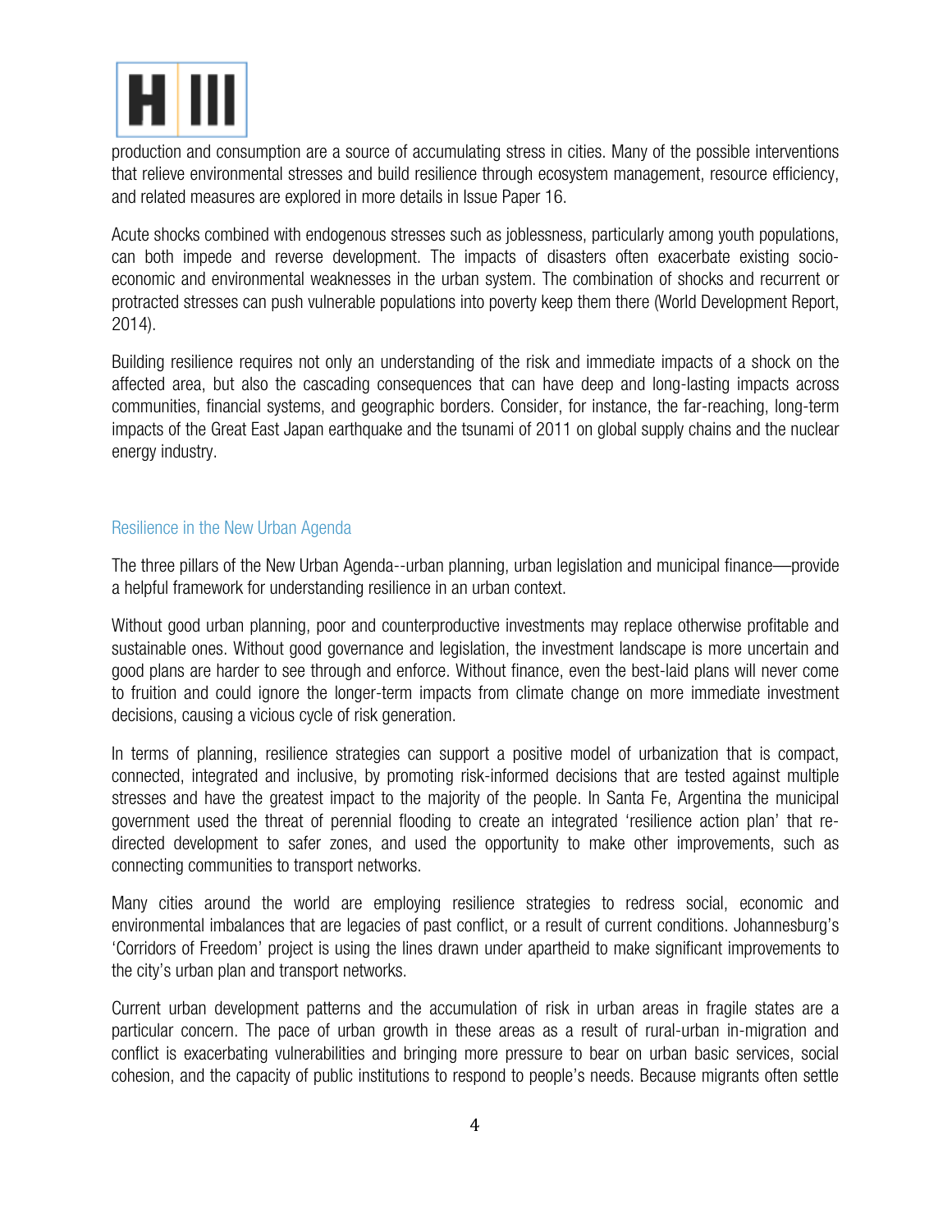production and consumption are a source of accumulating stress in cities. Many of the possible interventions that relieve environmental stresses and build resilience through ecosystem management, resource efficiency, and related measures are explored in more details in Issue Paper 16.

Acute shocks combined with endogenous stresses such as joblessness, particularly among youth populations, can both impede and reverse development. The impacts of disasters often exacerbate existing socio-economic and environmental weaknesses in the urban system. The combination of shocks and recurrent or protracted stresses can push vulnerable populations into poverty keep them there (World Development Report, 2014).

Building resilience requires not only an understanding of the risk and immediate impacts of a shock on the affected area, but also the cascading consequences that can have deep and long-lasting impacts across communities, financial systems, and geographic borders. Consider, for instance, the far-reaching, long-term impacts of the Great East Japan earthquake and the tsunami of 2011 on global supply chains and the nuclear energy industry.

## Resilience in the New Urban Agenda

The three pillars of the New Urban Agenda--urban planning, urban legislation and municipal finance—provide a helpful framework for understanding resilience in an urban context.

Without good urban planning, poor and counterproductive investments may replace otherwise profitable and sustainable ones. Without good governance and legislation, the investment landscape is more uncertain and good plans are harder to see through and enforce. Without finance, even the best-laid plans will never come to fruition and could ignore the longer-term impacts from climate change on more immediate investment decisions, causing a vicious cycle of risk generation.

In terms of planning, resilience strategies can support a positive model of urbanization that is compact, connected, integrated and inclusive, by promoting risk-informed decisions that are tested against multiple stresses and have the greatest impact to the majority of the people. In Santa Fe, Argentina the municipal government used the threat of perennial flooding to create an integrated 'resilience action plan' that re-directed development to safer zones, and used the opportunity to make other improvements, such as connecting communities to transport networks.

Many cities around the world are employing resilience strategies to redress social, economic and environmental imbalances that are legacies of past conflict, or a result of current conditions. Johannesburg's 'Corridors of Freedom' project is using the lines drawn under apartheid to make significant improvements to the city's urban plan and transport networks.

Current urban development patterns and the accumulation of risk in urban areas in fragile states are a particular concern. The pace of urban growth in these areas as a result of rural-urban in-migration and conflict is exacerbating vulnerabilities and bringing more pressure to bear on urban basic services, social cohesion, and the capacity of public institutions to respond to people's needs. Because migrants often settle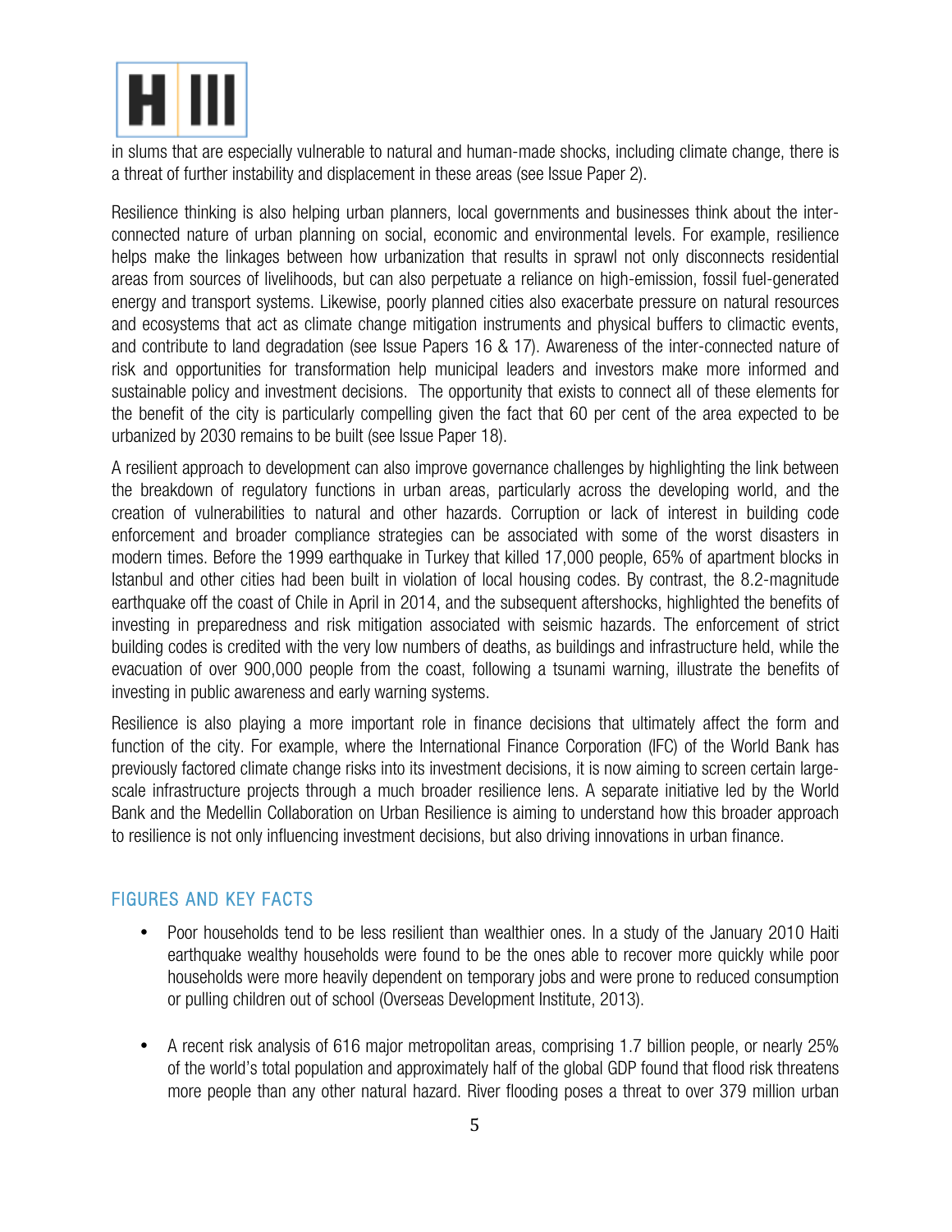in slums that are especially vulnerable to natural and human-made shocks, including climate change, there is a threat of further instability and displacement in these areas (see Issue Paper 2).

Resilience thinking is also helping urban planners, local governments and businesses think about the inter-connected nature of urban planning on social, economic and environmental levels. For example, resilience helps make the linkages between how urbanization that results in sprawl not only disconnects residential areas from sources of livelihoods, but can also perpetuate a reliance on high-emission, fossil fuel-generated energy and transport systems. Likewise, poorly planned cities also exacerbate pressure on natural resources and ecosystems that act as climate change mitigation instruments and physical buffers to climactic events, and contribute to land degradation (see Issue Papers 16 & 17). Awareness of the inter-connected nature of risk and opportunities for transformation help municipal leaders and investors make more informed and sustainable policy and investment decisions. The opportunity that exists to connect all of these elements for the benefit of the city is particularly compelling given the fact that 60 per cent of the area expected to be urbanized by 2030 remains to be built (see Issue Paper 18).

A resilient approach to development can also improve governance challenges by highlighting the link between the breakdown of regulatory functions in urban areas, particularly across the developing world, and the creation of vulnerabilities to natural and other hazards. Corruption or lack of interest in building code enforcement and broader compliance strategies can be associated with some of the worst disasters in modern times. Before the 1999 earthquake in Turkey that killed 17,000 people, 65% of apartment blocks in Istanbul and other cities had been built in violation of local housing codes. By contrast, the 8.2-magnitude earthquake off the coast of Chile in April in 2014, and the subsequent aftershocks, highlighted the benefits of investing in preparedness and risk mitigation associated with seismic hazards. The enforcement of strict building codes is credited with the very low numbers of deaths, as buildings and infrastructure held, while the evacuation of over 900,000 people from the coast, following a tsunami warning, illustrate the benefits of investing in public awareness and early warning systems.

Resilience is also playing a more important role in finance decisions that ultimately affect the form and function of the city. For example, where the International Finance Corporation (IFC) of the World Bank has previously factored climate change risks into its investment decisions, it is now aiming to screen certain large-scale infrastructure projects through a much broader resilience lens. A separate initiative led by the World Bank and the Medellin Collaboration on Urban Resilience is aiming to understand how this broader approach to resilience is not only influencing investment decisions, but also driving innovations in urban finance.

## FIGURES AND KEY FACTS

- Poor households tend to be less resilient than wealthier ones. In a study of the January 2010 Haiti earthquake wealthy households were found to be the ones able to recover more quickly while poor households were more heavily dependent on temporary jobs and were prone to reduced consumption or pulling children out of school (Overseas Development Institute, 2013).

- A recent risk analysis of 616 major metropolitan areas, comprising 1.7 billion people, or nearly 25% of the world's total population and approximately half of the global GDP found that flood risk threatens more people than any other natural hazard. River flooding poses a threat to over 379 million urban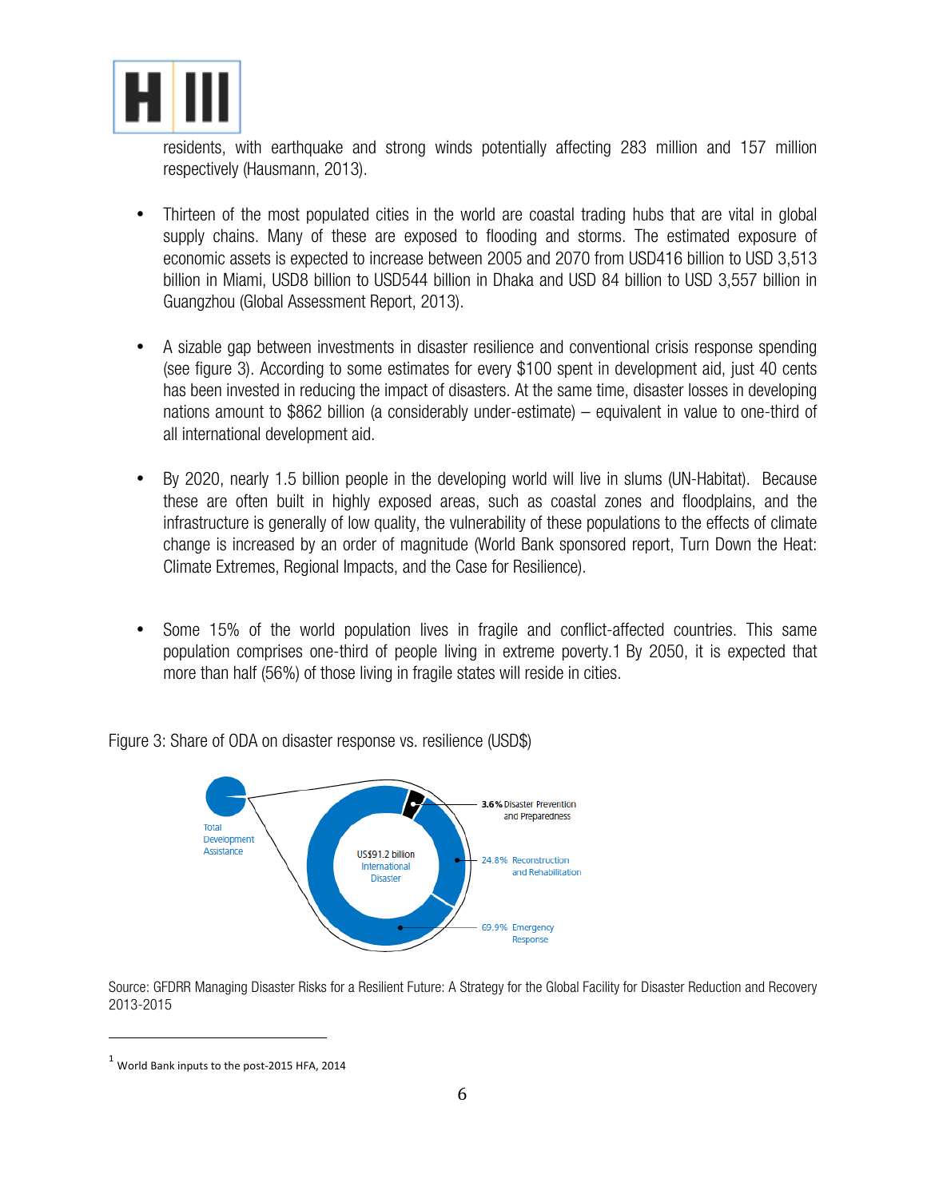residents, with earthquake and strong winds potentially affecting 283 million and 157 million respectively (Hausmann, 2013).

- Thirteen of the most populated cities in the world are coastal trading hubs that are vital in global supply chains. Many of these are exposed to flooding and storms. The estimated exposure of economic assets is expected to increase between 2005 and 2070 from USD416 billion to USD 3,513 billion in Miami, USD8 billion to USD544 billion in Dhaka and USD 84 billion to USD 3,557 billion in Guangzhou (Global Assessment Report, 2013).

- A sizable gap between investments in disaster resilience and conventional crisis response spending (see figure 3). According to some estimates for every $100 spent in development aid, just 40 cents has been invested in reducing the impact of disasters. At the same time, disaster losses in developing nations amount to $862 billion (a considerably under-estimate) – equivalent in value to one-third of all international development aid.

- By 2020, nearly 1.5 billion people in the developing world will live in slums (UN-Habitat). Because these are often built in highly exposed areas, such as coastal zones and floodplains, and the infrastructure is generally of low quality, the vulnerability of these populations to the effects of climate change is increased by an order of magnitude (World Bank sponsored report, Turn Down the Heat: Climate Extremes, Regional Impacts, and the Case for Resilience).

- Some 15% of the world population lives in fragile and conflict-affected countries. This same population comprises one-third of people living in extreme poverty.[1] By 2050, it is expected that more than half (56%) of those living in fragile states will reside in cities.

Figure 3: Share of ODA on disaster response vs. resilience (USD$)

Total Development Assistance

US$91.2 billion International Disaster

**3.6%** Disaster Prevention and Preparedness

24.8% Reconstruction and Rehabilitation

69.9% Emergency Response

Source: GFDRR Managing Disaster Risks for a Resilient Future: A Strategy for the Global Facility for Disaster Reduction and Recovery 2013-2015

[1] World Bank inputs to the post-2015 HFA, 2014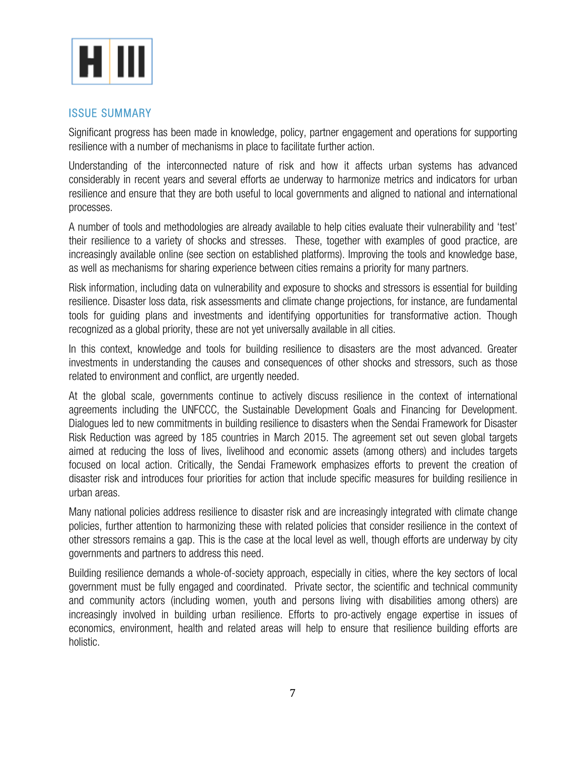## ISSUE SUMMARY

Significant progress has been made in knowledge, policy, partner engagement and operations for supporting resilience with a number of mechanisms in place to facilitate further action.

Understanding of the interconnected nature of risk and how it affects urban systems has advanced considerably in recent years and several efforts ae underway to harmonize metrics and indicators for urban resilience and ensure that they are both useful to local governments and aligned to national and international processes.

A number of tools and methodologies are already available to help cities evaluate their vulnerability and 'test' their resilience to a variety of shocks and stresses. These, together with examples of good practice, are increasingly available online (see section on established platforms). Improving the tools and knowledge base, as well as mechanisms for sharing experience between cities remains a priority for many partners.

Risk information, including data on vulnerability and exposure to shocks and stressors is essential for building resilience. Disaster loss data, risk assessments and climate change projections, for instance, are fundamental tools for guiding plans and investments and identifying opportunities for transformative action. Though recognized as a global priority, these are not yet universally available in all cities.

In this context, knowledge and tools for building resilience to disasters are the most advanced. Greater investments in understanding the causes and consequences of other shocks and stressors, such as those related to environment and conflict, are urgently needed.

At the global scale, governments continue to actively discuss resilience in the context of international agreements including the UNFCCC, the Sustainable Development Goals and Financing for Development. Dialogues led to new commitments in building resilience to disasters when the Sendai Framework for Disaster Risk Reduction was agreed by 185 countries in March 2015. The agreement set out seven global targets aimed at reducing the loss of lives, livelihood and economic assets (among others) and includes targets focused on local action. Critically, the Sendai Framework emphasizes efforts to prevent the creation of disaster risk and introduces four priorities for action that include specific measures for building resilience in urban areas.

Many national policies address resilience to disaster risk and are increasingly integrated with climate change policies, further attention to harmonizing these with related policies that consider resilience in the context of other stressors remains a gap. This is the case at the local level as well, though efforts are underway by city governments and partners to address this need.

Building resilience demands a whole-of-society approach, especially in cities, where the key sectors of local government must be fully engaged and coordinated. Private sector, the scientific and technical community and community actors (including women, youth and persons living with disabilities among others) are increasingly involved in building urban resilience. Efforts to pro-actively engage expertise in issues of economics, environment, health and related areas will help to ensure that resilience building efforts are holistic.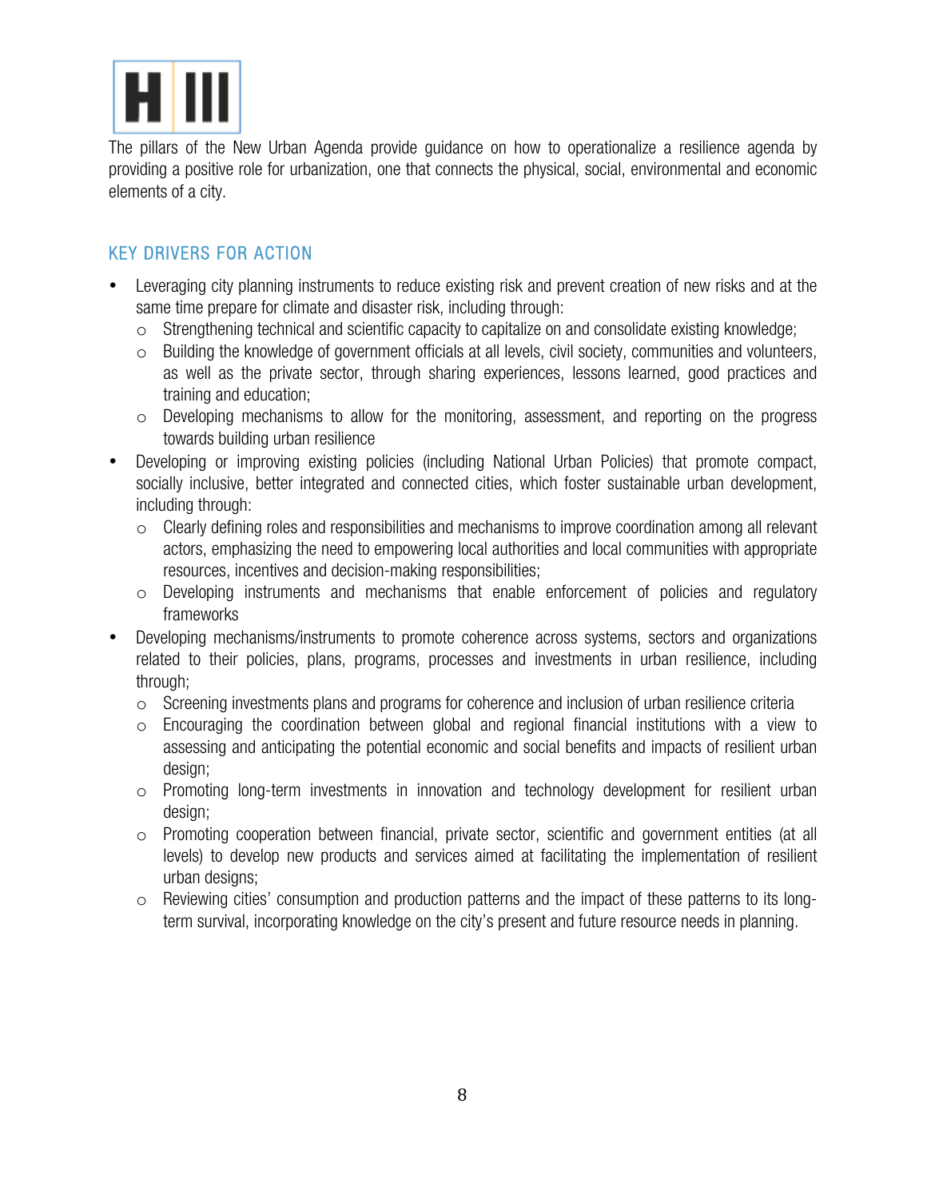The pillars of the New Urban Agenda provide guidance on how to operationalize a resilience agenda by providing a positive role for urbanization, one that connects the physical, social, environmental and economic elements of a city.

## KEY DRIVERS FOR ACTION

- Leveraging city planning instruments to reduce existing risk and prevent creation of new risks and at the same time prepare for climate and disaster risk, including through:
  - Strengthening technical and scientific capacity to capitalize on and consolidate existing knowledge;
  - Building the knowledge of government officials at all levels, civil society, communities and volunteers, as well as the private sector, through sharing experiences, lessons learned, good practices and training and education;
  - Developing mechanisms to allow for the monitoring, assessment, and reporting on the progress towards building urban resilience
- Developing or improving existing policies (including National Urban Policies) that promote compact, socially inclusive, better integrated and connected cities, which foster sustainable urban development, including through:
  - Clearly defining roles and responsibilities and mechanisms to improve coordination among all relevant actors, emphasizing the need to empowering local authorities and local communities with appropriate resources, incentives and decision-making responsibilities;
  - Developing instruments and mechanisms that enable enforcement of policies and regulatory frameworks
- Developing mechanisms/instruments to promote coherence across systems, sectors and organizations related to their policies, plans, programs, processes and investments in urban resilience, including through;
  - Screening investments plans and programs for coherence and inclusion of urban resilience criteria
  - Encouraging the coordination between global and regional financial institutions with a view to assessing and anticipating the potential economic and social benefits and impacts of resilient urban design;
  - Promoting long-term investments in innovation and technology development for resilient urban design;
  - Promoting cooperation between financial, private sector, scientific and government entities (at all levels) to develop new products and services aimed at facilitating the implementation of resilient urban designs;
  - Reviewing cities' consumption and production patterns and the impact of these patterns to its long-term survival, incorporating knowledge on the city's present and future resource needs in planning.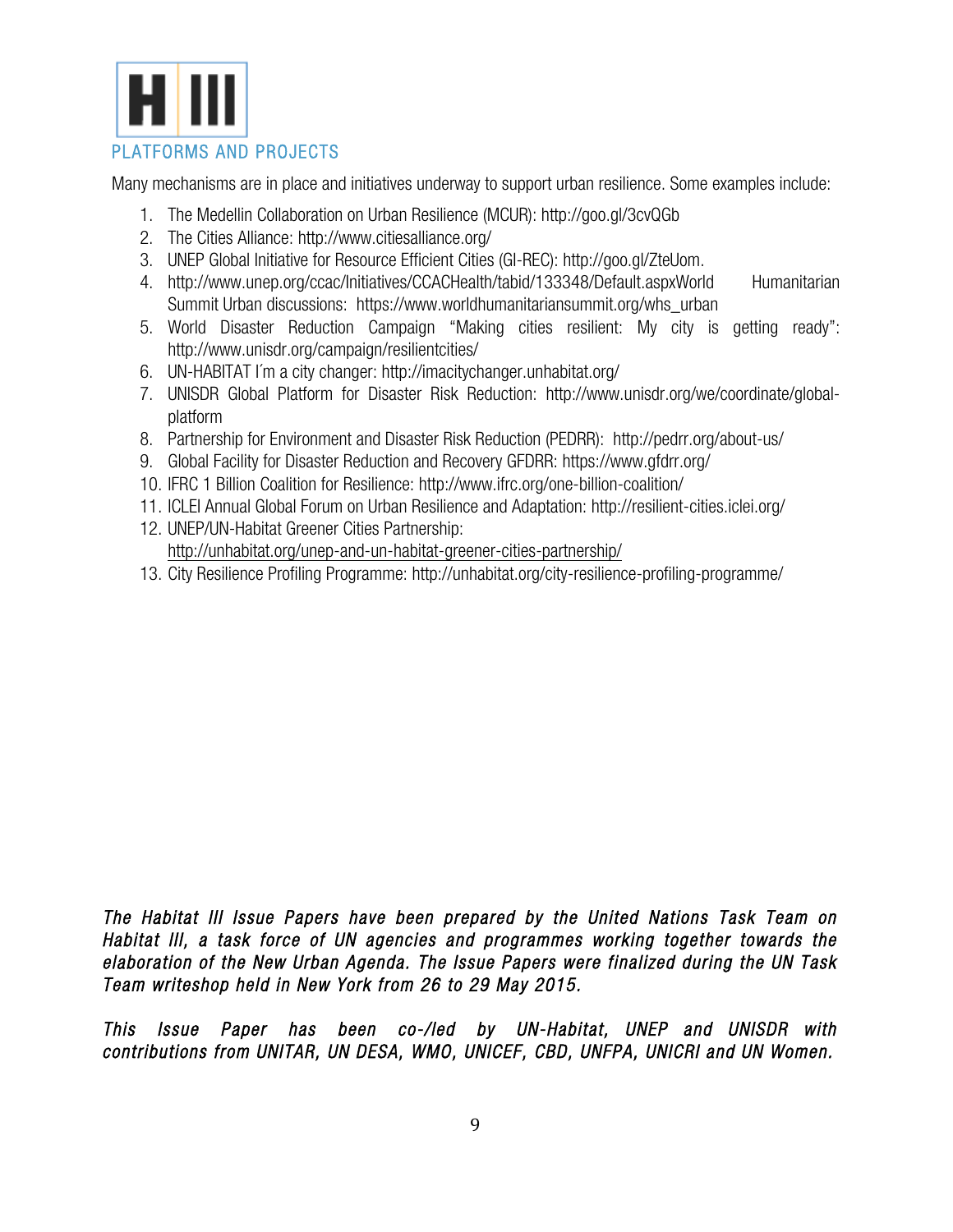# PLATFORMS AND PROJECTS

Many mechanisms are in place and initiatives underway to support urban resilience. Some examples include:

1. The Medellin Collaboration on Urban Resilience (MCUR): http://goo.gl/3cvQGb
2. The Cities Alliance: http://www.citiesalliance.org/
3. UNEP Global Initiative for Resource Efficient Cities (GI-REC): http://goo.gl/ZteUom.
4. http://www.unep.org/ccac/Initiatives/CCACHealth/tabid/133348/Default.aspxWorld Humanitarian Summit Urban discussions: https://www.worldhumanitariansummit.org/whs_urban
5. World Disaster Reduction Campaign "Making cities resilient: My city is getting ready": http://www.unisdr.org/campaign/resilientcities/
6. UN-HABITAT I´m a city changer: http://imacitychanger.unhabitat.org/
7. UNISDR Global Platform for Disaster Risk Reduction: http://www.unisdr.org/we/coordinate/global-platform
8. Partnership for Environment and Disaster Risk Reduction (PEDRR): http://pedrr.org/about-us/
9. Global Facility for Disaster Reduction and Recovery GFDRR: https://www.gfdrr.org/
10. IFRC 1 Billion Coalition for Resilience: http://www.ifrc.org/one-billion-coalition/
11. ICLEI Annual Global Forum on Urban Resilience and Adaptation: http://resilient-cities.iclei.org/
12. UNEP/UN-Habitat Greener Cities Partnership: http://unhabitat.org/unep-and-un-habitat-greener-cities-partnership/
13. City Resilience Profiling Programme: http://unhabitat.org/city-resilience-profiling-programme/

*The Habitat III Issue Papers have been prepared by the United Nations Task Team on Habitat III, a task force of UN agencies and programmes working together towards the elaboration of the New Urban Agenda. The Issue Papers were finalized during the UN Task Team writeshop held in New York from 26 to 29 May 2015.*

*This Issue Paper has been co-/led by UN-Habitat, UNEP and UNISDR with contributions from UNITAR, UN DESA, WMO, UNICEF, CBD, UNFPA, UNICRI and UN Women.*